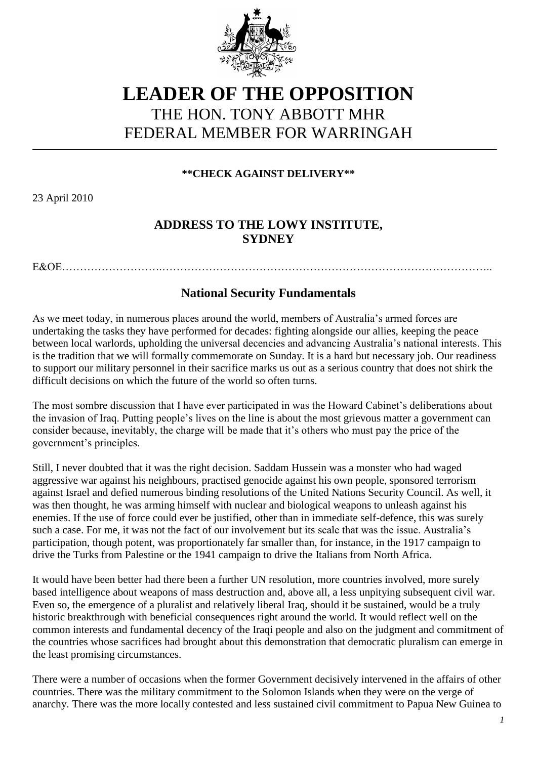# LEADER OF THE OPPOSITION

THE HON. TONY ABBOTT MHR
FEDERAL MEMBER FOR WARRINGAH

**\*\*CHECK AGAINST DELIVERY\*\***

23 April 2010

## ADDRESS TO THE LOWY INSTITUTE, SYDNEY

E&OE……………………………………………………………………………………………………..

## National Security Fundamentals

As we meet today, in numerous places around the world, members of Australia's armed forces are undertaking the tasks they have performed for decades: fighting alongside our allies, keeping the peace between local warlords, upholding the universal decencies and advancing Australia's national interests. This is the tradition that we will formally commemorate on Sunday. It is a hard but necessary job. Our readiness to support our military personnel in their sacrifice marks us out as a serious country that does not shirk the difficult decisions on which the future of the world so often turns.

The most sombre discussion that I have ever participated in was the Howard Cabinet's deliberations about the invasion of Iraq. Putting people's lives on the line is about the most grievous matter a government can consider because, inevitably, the charge will be made that it's others who must pay the price of the government's principles.

Still, I never doubted that it was the right decision. Saddam Hussein was a monster who had waged aggressive war against his neighbours, practised genocide against his own people, sponsored terrorism against Israel and defied numerous binding resolutions of the United Nations Security Council. As well, it was then thought, he was arming himself with nuclear and biological weapons to unleash against his enemies. If the use of force could ever be justified, other than in immediate self-defence, this was surely such a case. For me, it was not the fact of our involvement but its scale that was the issue. Australia's participation, though potent, was proportionately far smaller than, for instance, in the 1917 campaign to drive the Turks from Palestine or the 1941 campaign to drive the Italians from North Africa.

It would have been better had there been a further UN resolution, more countries involved, more surely based intelligence about weapons of mass destruction and, above all, a less unpitying subsequent civil war. Even so, the emergence of a pluralist and relatively liberal Iraq, should it be sustained, would be a truly historic breakthrough with beneficial consequences right around the world. It would reflect well on the common interests and fundamental decency of the Iraqi people and also on the judgment and commitment of the countries whose sacrifices had brought about this demonstration that democratic pluralism can emerge in the least promising circumstances.

There were a number of occasions when the former Government decisively intervened in the affairs of other countries. There was the military commitment to the Solomon Islands when they were on the verge of anarchy. There was the more locally contested and less sustained civil commitment to Papua New Guinea to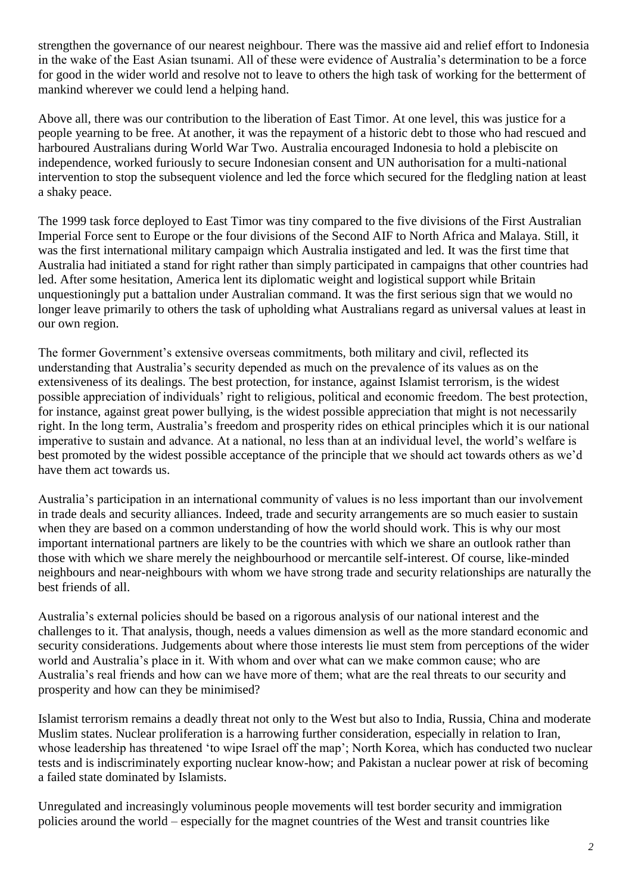strengthen the governance of our nearest neighbour. There was the massive aid and relief effort to Indonesia in the wake of the East Asian tsunami. All of these were evidence of Australia's determination to be a force for good in the wider world and resolve not to leave to others the high task of working for the betterment of mankind wherever we could lend a helping hand.

Above all, there was our contribution to the liberation of East Timor. At one level, this was justice for a people yearning to be free. At another, it was the repayment of a historic debt to those who had rescued and harboured Australians during World War Two. Australia encouraged Indonesia to hold a plebiscite on independence, worked furiously to secure Indonesian consent and UN authorisation for a multi-national intervention to stop the subsequent violence and led the force which secured for the fledgling nation at least a shaky peace.

The 1999 task force deployed to East Timor was tiny compared to the five divisions of the First Australian Imperial Force sent to Europe or the four divisions of the Second AIF to North Africa and Malaya. Still, it was the first international military campaign which Australia instigated and led. It was the first time that Australia had initiated a stand for right rather than simply participated in campaigns that other countries had led. After some hesitation, America lent its diplomatic weight and logistical support while Britain unquestioningly put a battalion under Australian command. It was the first serious sign that we would no longer leave primarily to others the task of upholding what Australians regard as universal values at least in our own region.

The former Government's extensive overseas commitments, both military and civil, reflected its understanding that Australia's security depended as much on the prevalence of its values as on the extensiveness of its dealings. The best protection, for instance, against Islamist terrorism, is the widest possible appreciation of individuals' right to religious, political and economic freedom. The best protection, for instance, against great power bullying, is the widest possible appreciation that might is not necessarily right. In the long term, Australia's freedom and prosperity rides on ethical principles which it is our national imperative to sustain and advance. At a national, no less than at an individual level, the world's welfare is best promoted by the widest possible acceptance of the principle that we should act towards others as we'd have them act towards us.

Australia's participation in an international community of values is no less important than our involvement in trade deals and security alliances. Indeed, trade and security arrangements are so much easier to sustain when they are based on a common understanding of how the world should work. This is why our most important international partners are likely to be the countries with which we share an outlook rather than those with which we share merely the neighbourhood or mercantile self-interest. Of course, like-minded neighbours and near-neighbours with whom we have strong trade and security relationships are naturally the best friends of all.

Australia's external policies should be based on a rigorous analysis of our national interest and the challenges to it. That analysis, though, needs a values dimension as well as the more standard economic and security considerations. Judgements about where those interests lie must stem from perceptions of the wider world and Australia's place in it. With whom and over what can we make common cause; who are Australia's real friends and how can we have more of them; what are the real threats to our security and prosperity and how can they be minimised?

Islamist terrorism remains a deadly threat not only to the West but also to India, Russia, China and moderate Muslim states. Nuclear proliferation is a harrowing further consideration, especially in relation to Iran, whose leadership has threatened 'to wipe Israel off the map'; North Korea, which has conducted two nuclear tests and is indiscriminately exporting nuclear know-how; and Pakistan a nuclear power at risk of becoming a failed state dominated by Islamists.

Unregulated and increasingly voluminous people movements will test border security and immigration policies around the world – especially for the magnet countries of the West and transit countries like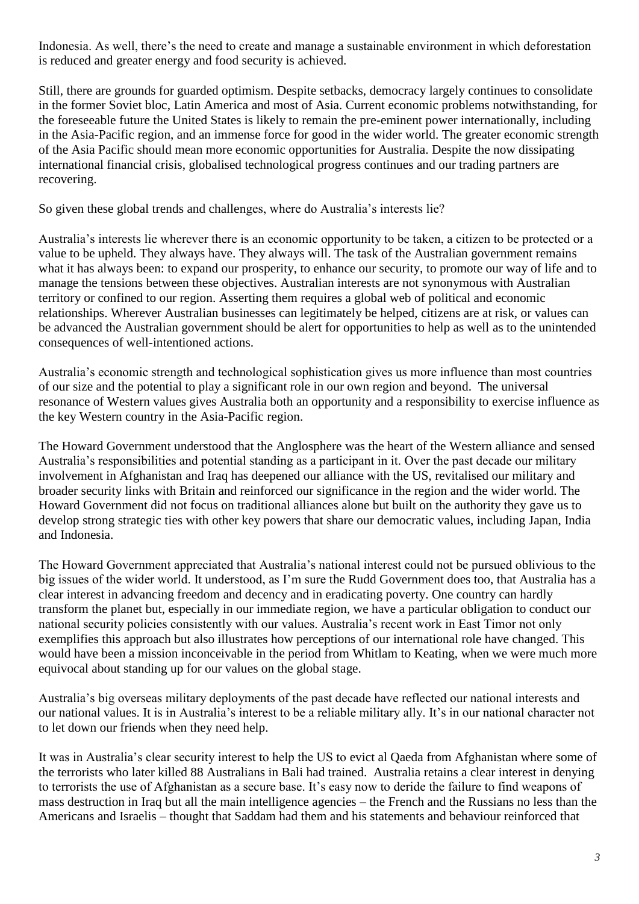Indonesia. As well, there's the need to create and manage a sustainable environment in which deforestation is reduced and greater energy and food security is achieved.

Still, there are grounds for guarded optimism. Despite setbacks, democracy largely continues to consolidate in the former Soviet bloc, Latin America and most of Asia. Current economic problems notwithstanding, for the foreseeable future the United States is likely to remain the pre-eminent power internationally, including in the Asia-Pacific region, and an immense force for good in the wider world. The greater economic strength of the Asia Pacific should mean more economic opportunities for Australia. Despite the now dissipating international financial crisis, globalised technological progress continues and our trading partners are recovering.

So given these global trends and challenges, where do Australia's interests lie?

Australia's interests lie wherever there is an economic opportunity to be taken, a citizen to be protected or a value to be upheld. They always have. They always will. The task of the Australian government remains what it has always been: to expand our prosperity, to enhance our security, to promote our way of life and to manage the tensions between these objectives. Australian interests are not synonymous with Australian territory or confined to our region. Asserting them requires a global web of political and economic relationships. Wherever Australian businesses can legitimately be helped, citizens are at risk, or values can be advanced the Australian government should be alert for opportunities to help as well as to the unintended consequences of well-intentioned actions.

Australia's economic strength and technological sophistication gives us more influence than most countries of our size and the potential to play a significant role in our own region and beyond. The universal resonance of Western values gives Australia both an opportunity and a responsibility to exercise influence as the key Western country in the Asia-Pacific region.

The Howard Government understood that the Anglosphere was the heart of the Western alliance and sensed Australia's responsibilities and potential standing as a participant in it. Over the past decade our military involvement in Afghanistan and Iraq has deepened our alliance with the US, revitalised our military and broader security links with Britain and reinforced our significance in the region and the wider world. The Howard Government did not focus on traditional alliances alone but built on the authority they gave us to develop strong strategic ties with other key powers that share our democratic values, including Japan, India and Indonesia.

The Howard Government appreciated that Australia's national interest could not be pursued oblivious to the big issues of the wider world. It understood, as I'm sure the Rudd Government does too, that Australia has a clear interest in advancing freedom and decency and in eradicating poverty. One country can hardly transform the planet but, especially in our immediate region, we have a particular obligation to conduct our national security policies consistently with our values. Australia's recent work in East Timor not only exemplifies this approach but also illustrates how perceptions of our international role have changed. This would have been a mission inconceivable in the period from Whitlam to Keating, when we were much more equivocal about standing up for our values on the global stage.

Australia's big overseas military deployments of the past decade have reflected our national interests and our national values. It is in Australia's interest to be a reliable military ally. It's in our national character not to let down our friends when they need help.

It was in Australia's clear security interest to help the US to evict al Qaeda from Afghanistan where some of the terrorists who later killed 88 Australians in Bali had trained. Australia retains a clear interest in denying to terrorists the use of Afghanistan as a secure base. It's easy now to deride the failure to find weapons of mass destruction in Iraq but all the main intelligence agencies – the French and the Russians no less than the Americans and Israelis – thought that Saddam had them and his statements and behaviour reinforced that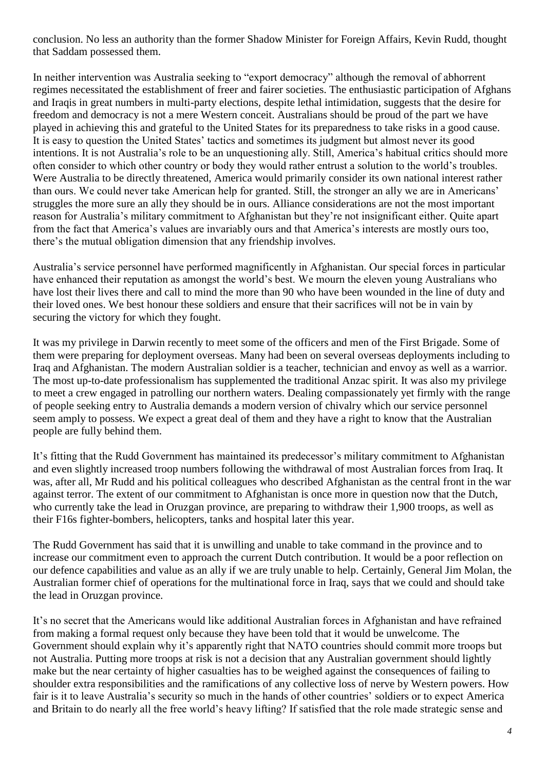conclusion. No less an authority than the former Shadow Minister for Foreign Affairs, Kevin Rudd, thought that Saddam possessed them.

In neither intervention was Australia seeking to "export democracy" although the removal of abhorrent regimes necessitated the establishment of freer and fairer societies. The enthusiastic participation of Afghans and Iraqis in great numbers in multi-party elections, despite lethal intimidation, suggests that the desire for freedom and democracy is not a mere Western conceit. Australians should be proud of the part we have played in achieving this and grateful to the United States for its preparedness to take risks in a good cause. It is easy to question the United States' tactics and sometimes its judgment but almost never its good intentions. It is not Australia's role to be an unquestioning ally. Still, America's habitual critics should more often consider to which other country or body they would rather entrust a solution to the world's troubles. Were Australia to be directly threatened, America would primarily consider its own national interest rather than ours. We could never take American help for granted. Still, the stronger an ally we are in Americans' struggles the more sure an ally they should be in ours. Alliance considerations are not the most important reason for Australia's military commitment to Afghanistan but they're not insignificant either. Quite apart from the fact that America's values are invariably ours and that America's interests are mostly ours too, there's the mutual obligation dimension that any friendship involves.

Australia's service personnel have performed magnificently in Afghanistan. Our special forces in particular have enhanced their reputation as amongst the world's best. We mourn the eleven young Australians who have lost their lives there and call to mind the more than 90 who have been wounded in the line of duty and their loved ones. We best honour these soldiers and ensure that their sacrifices will not be in vain by securing the victory for which they fought.

It was my privilege in Darwin recently to meet some of the officers and men of the First Brigade. Some of them were preparing for deployment overseas. Many had been on several overseas deployments including to Iraq and Afghanistan. The modern Australian soldier is a teacher, technician and envoy as well as a warrior. The most up-to-date professionalism has supplemented the traditional Anzac spirit. It was also my privilege to meet a crew engaged in patrolling our northern waters. Dealing compassionately yet firmly with the range of people seeking entry to Australia demands a modern version of chivalry which our service personnel seem amply to possess. We expect a great deal of them and they have a right to know that the Australian people are fully behind them.

It's fitting that the Rudd Government has maintained its predecessor's military commitment to Afghanistan and even slightly increased troop numbers following the withdrawal of most Australian forces from Iraq. It was, after all, Mr Rudd and his political colleagues who described Afghanistan as the central front in the war against terror. The extent of our commitment to Afghanistan is once more in question now that the Dutch, who currently take the lead in Oruzgan province, are preparing to withdraw their 1,900 troops, as well as their F16s fighter-bombers, helicopters, tanks and hospital later this year.

The Rudd Government has said that it is unwilling and unable to take command in the province and to increase our commitment even to approach the current Dutch contribution. It would be a poor reflection on our defence capabilities and value as an ally if we are truly unable to help. Certainly, General Jim Molan, the Australian former chief of operations for the multinational force in Iraq, says that we could and should take the lead in Oruzgan province.

It's no secret that the Americans would like additional Australian forces in Afghanistan and have refrained from making a formal request only because they have been told that it would be unwelcome. The Government should explain why it's apparently right that NATO countries should commit more troops but not Australia. Putting more troops at risk is not a decision that any Australian government should lightly make but the near certainty of higher casualties has to be weighed against the consequences of failing to shoulder extra responsibilities and the ramifications of any collective loss of nerve by Western powers. How fair is it to leave Australia's security so much in the hands of other countries' soldiers or to expect America and Britain to do nearly all the free world's heavy lifting? If satisfied that the role made strategic sense and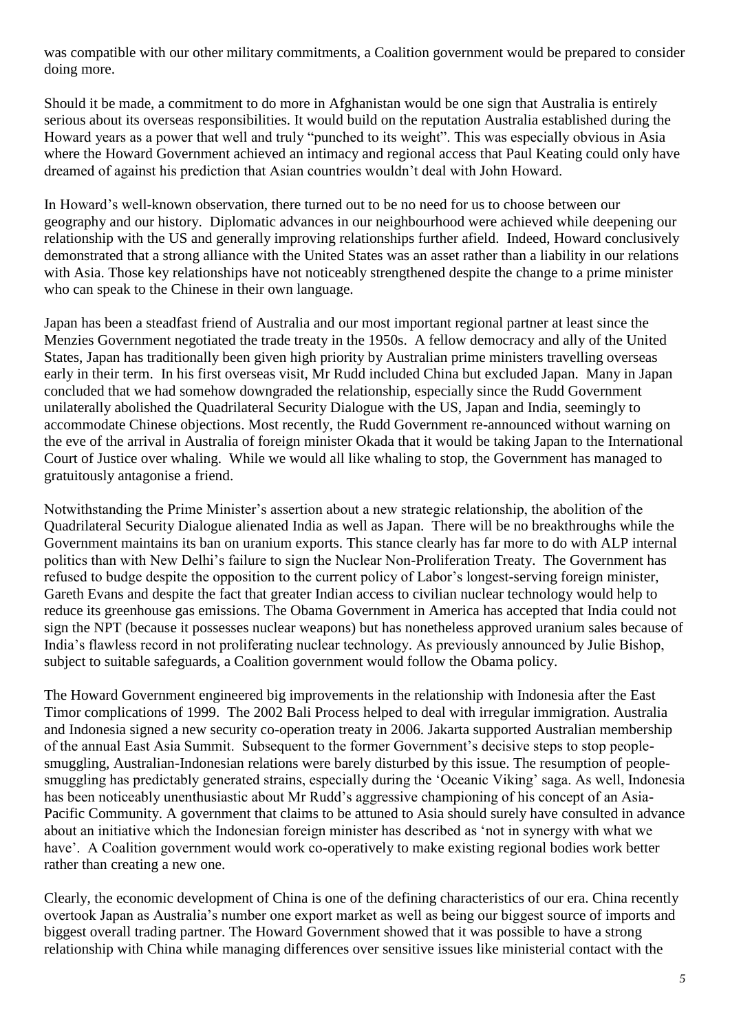was compatible with our other military commitments, a Coalition government would be prepared to consider doing more.

Should it be made, a commitment to do more in Afghanistan would be one sign that Australia is entirely serious about its overseas responsibilities. It would build on the reputation Australia established during the Howard years as a power that well and truly "punched to its weight". This was especially obvious in Asia where the Howard Government achieved an intimacy and regional access that Paul Keating could only have dreamed of against his prediction that Asian countries wouldn't deal with John Howard.

In Howard's well-known observation, there turned out to be no need for us to choose between our geography and our history. Diplomatic advances in our neighbourhood were achieved while deepening our relationship with the US and generally improving relationships further afield. Indeed, Howard conclusively demonstrated that a strong alliance with the United States was an asset rather than a liability in our relations with Asia. Those key relationships have not noticeably strengthened despite the change to a prime minister who can speak to the Chinese in their own language.

Japan has been a steadfast friend of Australia and our most important regional partner at least since the Menzies Government negotiated the trade treaty in the 1950s. A fellow democracy and ally of the United States, Japan has traditionally been given high priority by Australian prime ministers travelling overseas early in their term. In his first overseas visit, Mr Rudd included China but excluded Japan. Many in Japan concluded that we had somehow downgraded the relationship, especially since the Rudd Government unilaterally abolished the Quadrilateral Security Dialogue with the US, Japan and India, seemingly to accommodate Chinese objections. Most recently, the Rudd Government re-announced without warning on the eve of the arrival in Australia of foreign minister Okada that it would be taking Japan to the International Court of Justice over whaling. While we would all like whaling to stop, the Government has managed to gratuitously antagonise a friend.

Notwithstanding the Prime Minister's assertion about a new strategic relationship, the abolition of the Quadrilateral Security Dialogue alienated India as well as Japan. There will be no breakthroughs while the Government maintains its ban on uranium exports. This stance clearly has far more to do with ALP internal politics than with New Delhi's failure to sign the Nuclear Non-Proliferation Treaty. The Government has refused to budge despite the opposition to the current policy of Labor's longest-serving foreign minister, Gareth Evans and despite the fact that greater Indian access to civilian nuclear technology would help to reduce its greenhouse gas emissions. The Obama Government in America has accepted that India could not sign the NPT (because it possesses nuclear weapons) but has nonetheless approved uranium sales because of India's flawless record in not proliferating nuclear technology. As previously announced by Julie Bishop, subject to suitable safeguards, a Coalition government would follow the Obama policy.

The Howard Government engineered big improvements in the relationship with Indonesia after the East Timor complications of 1999. The 2002 Bali Process helped to deal with irregular immigration. Australia and Indonesia signed a new security co-operation treaty in 2006. Jakarta supported Australian membership of the annual East Asia Summit. Subsequent to the former Government's decisive steps to stop people-smuggling, Australian-Indonesian relations were barely disturbed by this issue. The resumption of people-smuggling has predictably generated strains, especially during the 'Oceanic Viking' saga. As well, Indonesia has been noticeably unenthusiastic about Mr Rudd's aggressive championing of his concept of an Asia-Pacific Community. A government that claims to be attuned to Asia should surely have consulted in advance about an initiative which the Indonesian foreign minister has described as 'not in synergy with what we have'. A Coalition government would work co-operatively to make existing regional bodies work better rather than creating a new one.

Clearly, the economic development of China is one of the defining characteristics of our era. China recently overtook Japan as Australia's number one export market as well as being our biggest source of imports and biggest overall trading partner. The Howard Government showed that it was possible to have a strong relationship with China while managing differences over sensitive issues like ministerial contact with the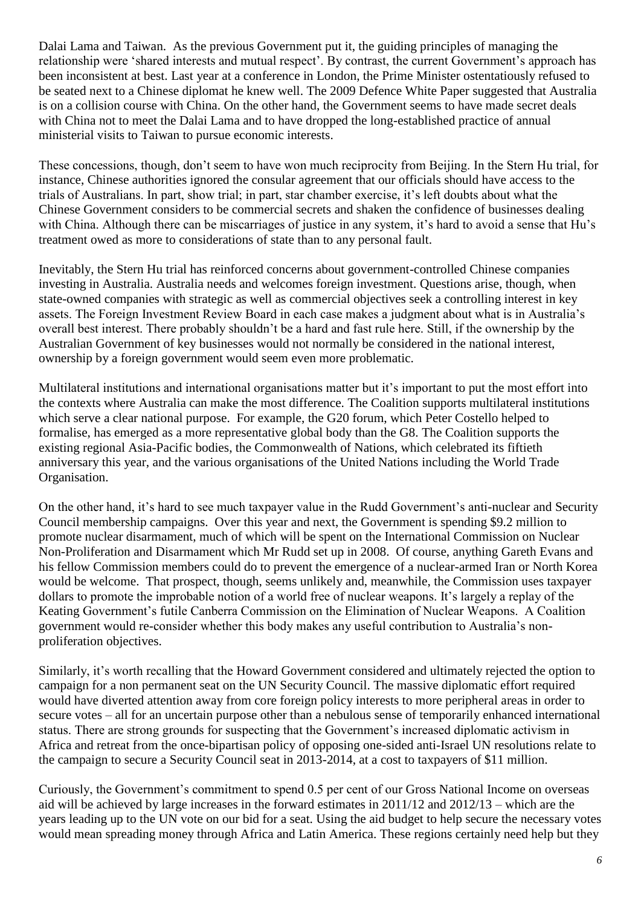Dalai Lama and Taiwan. As the previous Government put it, the guiding principles of managing the relationship were 'shared interests and mutual respect'. By contrast, the current Government's approach has been inconsistent at best. Last year at a conference in London, the Prime Minister ostentatiously refused to be seated next to a Chinese diplomat he knew well. The 2009 Defence White Paper suggested that Australia is on a collision course with China. On the other hand, the Government seems to have made secret deals with China not to meet the Dalai Lama and to have dropped the long-established practice of annual ministerial visits to Taiwan to pursue economic interests.

These concessions, though, don't seem to have won much reciprocity from Beijing. In the Stern Hu trial, for instance, Chinese authorities ignored the consular agreement that our officials should have access to the trials of Australians. In part, show trial; in part, star chamber exercise, it's left doubts about what the Chinese Government considers to be commercial secrets and shaken the confidence of businesses dealing with China. Although there can be miscarriages of justice in any system, it's hard to avoid a sense that Hu's treatment owed as more to considerations of state than to any personal fault.

Inevitably, the Stern Hu trial has reinforced concerns about government-controlled Chinese companies investing in Australia. Australia needs and welcomes foreign investment. Questions arise, though, when state-owned companies with strategic as well as commercial objectives seek a controlling interest in key assets. The Foreign Investment Review Board in each case makes a judgment about what is in Australia's overall best interest. There probably shouldn't be a hard and fast rule here. Still, if the ownership by the Australian Government of key businesses would not normally be considered in the national interest, ownership by a foreign government would seem even more problematic.

Multilateral institutions and international organisations matter but it's important to put the most effort into the contexts where Australia can make the most difference. The Coalition supports multilateral institutions which serve a clear national purpose. For example, the G20 forum, which Peter Costello helped to formalise, has emerged as a more representative global body than the G8. The Coalition supports the existing regional Asia-Pacific bodies, the Commonwealth of Nations, which celebrated its fiftieth anniversary this year, and the various organisations of the United Nations including the World Trade Organisation.

On the other hand, it's hard to see much taxpayer value in the Rudd Government's anti-nuclear and Security Council membership campaigns. Over this year and next, the Government is spending $9.2 million to promote nuclear disarmament, much of which will be spent on the International Commission on Nuclear Non-Proliferation and Disarmament which Mr Rudd set up in 2008. Of course, anything Gareth Evans and his fellow Commission members could do to prevent the emergence of a nuclear-armed Iran or North Korea would be welcome. That prospect, though, seems unlikely and, meanwhile, the Commission uses taxpayer dollars to promote the improbable notion of a world free of nuclear weapons. It's largely a replay of the Keating Government's futile Canberra Commission on the Elimination of Nuclear Weapons. A Coalition government would re-consider whether this body makes any useful contribution to Australia's non-proliferation objectives.

Similarly, it's worth recalling that the Howard Government considered and ultimately rejected the option to campaign for a non permanent seat on the UN Security Council. The massive diplomatic effort required would have diverted attention away from core foreign policy interests to more peripheral areas in order to secure votes – all for an uncertain purpose other than a nebulous sense of temporarily enhanced international status. There are strong grounds for suspecting that the Government's increased diplomatic activism in Africa and retreat from the once-bipartisan policy of opposing one-sided anti-Israel UN resolutions relate to the campaign to secure a Security Council seat in 2013-2014, at a cost to taxpayers of $11 million.

Curiously, the Government's commitment to spend 0.5 per cent of our Gross National Income on overseas aid will be achieved by large increases in the forward estimates in 2011/12 and 2012/13 – which are the years leading up to the UN vote on our bid for a seat. Using the aid budget to help secure the necessary votes would mean spreading money through Africa and Latin America. These regions certainly need help but they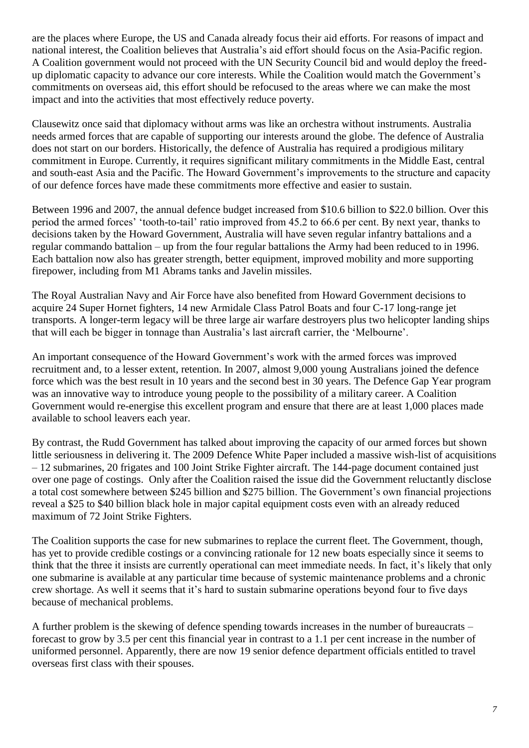are the places where Europe, the US and Canada already focus their aid efforts. For reasons of impact and national interest, the Coalition believes that Australia's aid effort should focus on the Asia-Pacific region. A Coalition government would not proceed with the UN Security Council bid and would deploy the freed-up diplomatic capacity to advance our core interests. While the Coalition would match the Government's commitments on overseas aid, this effort should be refocused to the areas where we can make the most impact and into the activities that most effectively reduce poverty.

Clausewitz once said that diplomacy without arms was like an orchestra without instruments. Australia needs armed forces that are capable of supporting our interests around the globe. The defence of Australia does not start on our borders. Historically, the defence of Australia has required a prodigious military commitment in Europe. Currently, it requires significant military commitments in the Middle East, central and south-east Asia and the Pacific. The Howard Government's improvements to the structure and capacity of our defence forces have made these commitments more effective and easier to sustain.

Between 1996 and 2007, the annual defence budget increased from $10.6 billion to $22.0 billion. Over this period the armed forces' 'tooth-to-tail' ratio improved from 45.2 to 66.6 per cent. By next year, thanks to decisions taken by the Howard Government, Australia will have seven regular infantry battalions and a regular commando battalion – up from the four regular battalions the Army had been reduced to in 1996. Each battalion now also has greater strength, better equipment, improved mobility and more supporting firepower, including from M1 Abrams tanks and Javelin missiles.

The Royal Australian Navy and Air Force have also benefited from Howard Government decisions to acquire 24 Super Hornet fighters, 14 new Armidale Class Patrol Boats and four C-17 long-range jet transports. A longer-term legacy will be three large air warfare destroyers plus two helicopter landing ships that will each be bigger in tonnage than Australia's last aircraft carrier, the 'Melbourne'.

An important consequence of the Howard Government's work with the armed forces was improved recruitment and, to a lesser extent, retention. In 2007, almost 9,000 young Australians joined the defence force which was the best result in 10 years and the second best in 30 years. The Defence Gap Year program was an innovative way to introduce young people to the possibility of a military career. A Coalition Government would re-energise this excellent program and ensure that there are at least 1,000 places made available to school leavers each year.

By contrast, the Rudd Government has talked about improving the capacity of our armed forces but shown little seriousness in delivering it. The 2009 Defence White Paper included a massive wish-list of acquisitions – 12 submarines, 20 frigates and 100 Joint Strike Fighter aircraft. The 144-page document contained just over one page of costings. Only after the Coalition raised the issue did the Government reluctantly disclose a total cost somewhere between $245 billion and $275 billion. The Government's own financial projections reveal a $25 to $40 billion black hole in major capital equipment costs even with an already reduced maximum of 72 Joint Strike Fighters.

The Coalition supports the case for new submarines to replace the current fleet. The Government, though, has yet to provide credible costings or a convincing rationale for 12 new boats especially since it seems to think that the three it insists are currently operational can meet immediate needs. In fact, it's likely that only one submarine is available at any particular time because of systemic maintenance problems and a chronic crew shortage. As well it seems that it's hard to sustain submarine operations beyond four to five days because of mechanical problems.

A further problem is the skewing of defence spending towards increases in the number of bureaucrats – forecast to grow by 3.5 per cent this financial year in contrast to a 1.1 per cent increase in the number of uniformed personnel. Apparently, there are now 19 senior defence department officials entitled to travel overseas first class with their spouses.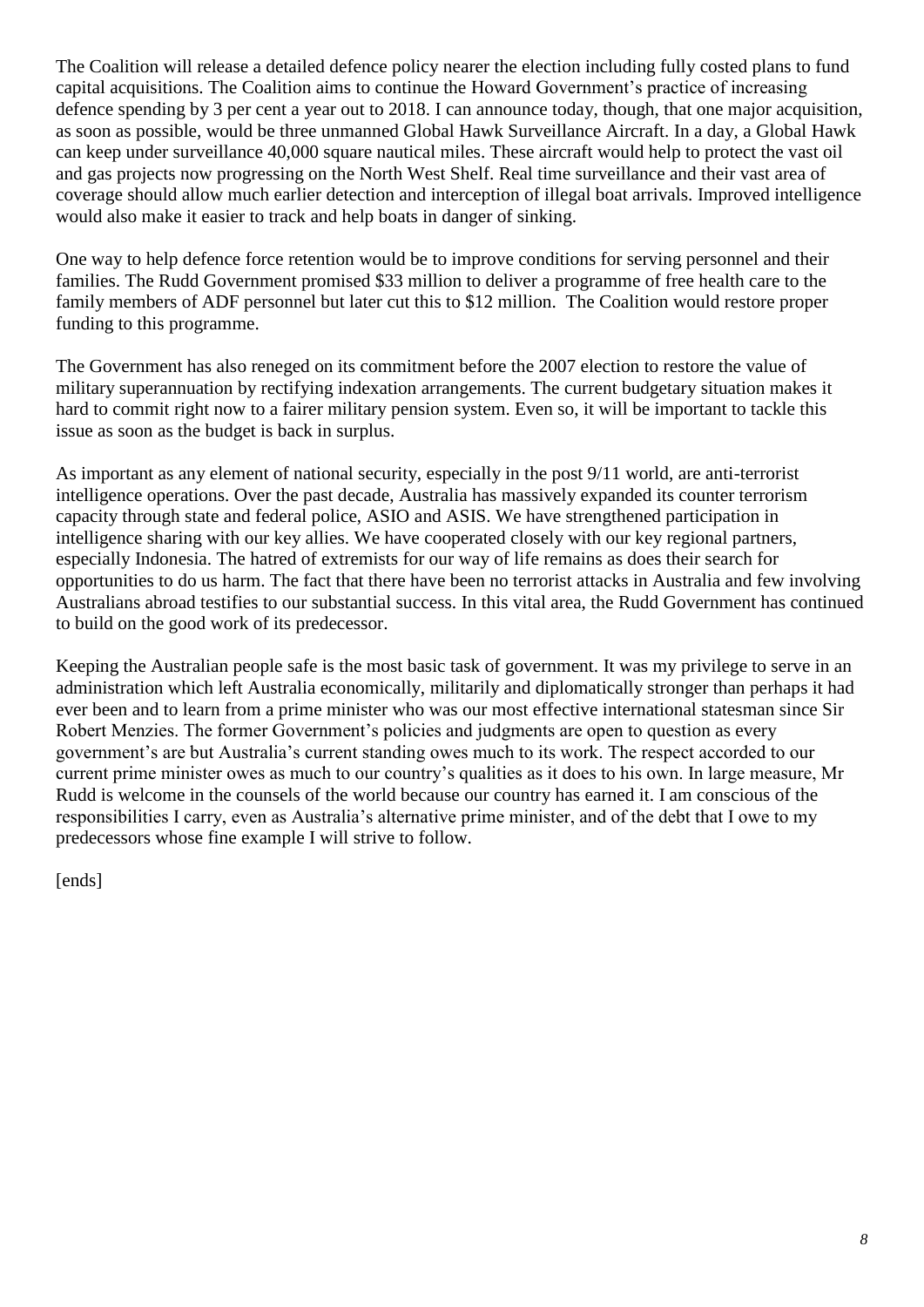The Coalition will release a detailed defence policy nearer the election including fully costed plans to fund capital acquisitions. The Coalition aims to continue the Howard Government's practice of increasing defence spending by 3 per cent a year out to 2018. I can announce today, though, that one major acquisition, as soon as possible, would be three unmanned Global Hawk Surveillance Aircraft. In a day, a Global Hawk can keep under surveillance 40,000 square nautical miles. These aircraft would help to protect the vast oil and gas projects now progressing on the North West Shelf. Real time surveillance and their vast area of coverage should allow much earlier detection and interception of illegal boat arrivals. Improved intelligence would also make it easier to track and help boats in danger of sinking.

One way to help defence force retention would be to improve conditions for serving personnel and their families. The Rudd Government promised $33 million to deliver a programme of free health care to the family members of ADF personnel but later cut this to $12 million. The Coalition would restore proper funding to this programme.

The Government has also reneged on its commitment before the 2007 election to restore the value of military superannuation by rectifying indexation arrangements. The current budgetary situation makes it hard to commit right now to a fairer military pension system. Even so, it will be important to tackle this issue as soon as the budget is back in surplus.

As important as any element of national security, especially in the post 9/11 world, are anti-terrorist intelligence operations. Over the past decade, Australia has massively expanded its counter terrorism capacity through state and federal police, ASIO and ASIS. We have strengthened participation in intelligence sharing with our key allies. We have cooperated closely with our key regional partners, especially Indonesia. The hatred of extremists for our way of life remains as does their search for opportunities to do us harm. The fact that there have been no terrorist attacks in Australia and few involving Australians abroad testifies to our substantial success. In this vital area, the Rudd Government has continued to build on the good work of its predecessor.

Keeping the Australian people safe is the most basic task of government. It was my privilege to serve in an administration which left Australia economically, militarily and diplomatically stronger than perhaps it had ever been and to learn from a prime minister who was our most effective international statesman since Sir Robert Menzies. The former Government's policies and judgments are open to question as every government's are but Australia's current standing owes much to its work. The respect accorded to our current prime minister owes as much to our country's qualities as it does to his own. In large measure, Mr Rudd is welcome in the counsels of the world because our country has earned it. I am conscious of the responsibilities I carry, even as Australia's alternative prime minister, and of the debt that I owe to my predecessors whose fine example I will strive to follow.

[ends]